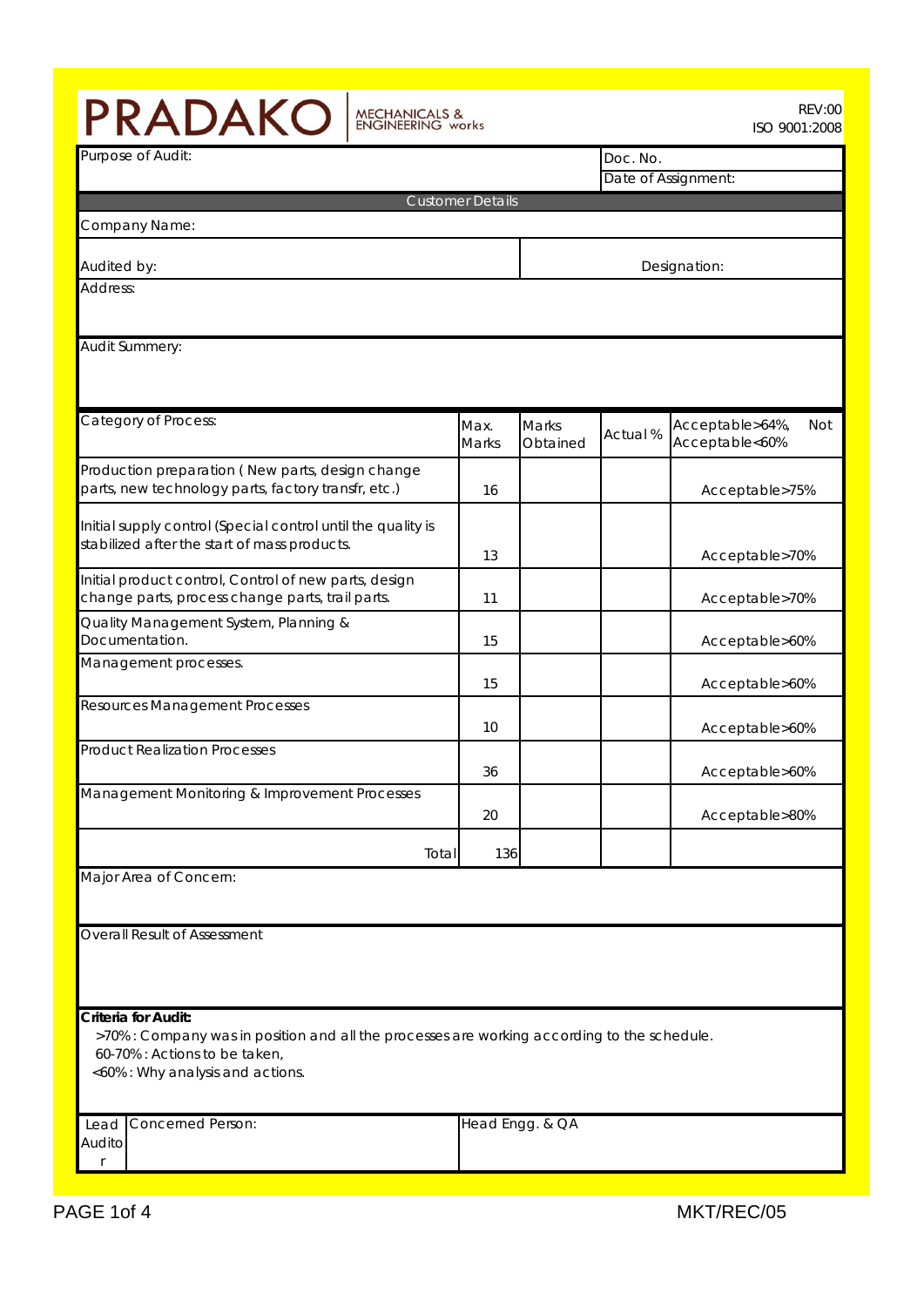# PRADAKO

MECHANICALS & ENGINEERING works

REV:00
ISO 9001:2008

| Purpose of Audit: | Doc. No. |
|---|---|
| | Date of Assignment: |

**Customer Details**

Company Name:

| Audited by: | Designation: |
|---|---|

Address:

Audit Summery:

| Category of Process: | Max. Marks | Marks Obtained | Actual % | Acceptable>64%, Not Acceptable<60% |
|---|---|---|---|---|
| Production preparation ( New parts, design change parts, new technology parts, factory transfr, etc.) | 16 | | | Acceptable>75% |
| Initial supply control (Special control until the quality is stabilized after the start of mass products. | 13 | | | Acceptable>70% |
| Initial product control, Control of new parts, design change parts, process change parts, trail parts. | 11 | | | Acceptable>70% |
| Quality Management System, Planning & Documentation. | 15 | | | Acceptable>60% |
| Management processes. | 15 | | | Acceptable>60% |
| Resources Management Processes | 10 | | | Acceptable>60% |
| Product Realization Processes | 36 | | | Acceptable>60% |
| Management Monitoring & Improvement Processes | 20 | | | Acceptable>80% |
| Total | 136 | | | |

Major Area of Concern:

Overall Result of Assessment

**Criteria for Audit:**

>70% : Company was in position and all the processes are working according to the schedule.
60-70% : Actions to be taken,
<60% : Why analysis and actions.

| Lead Auditor | Concerned Person: | Head Engg. & QA |
|---|---|---|

MKT/REC/05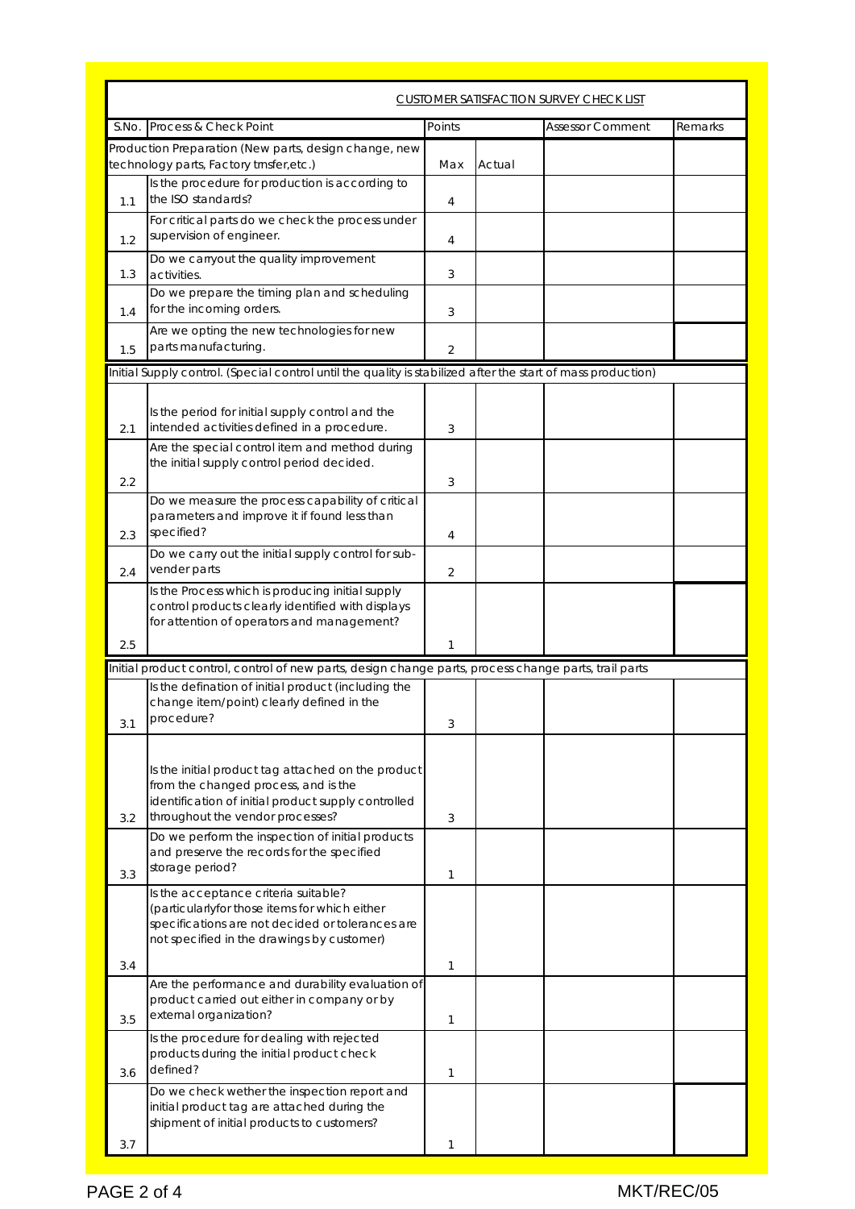## CUSTOMER SATISFACTION SURVEY CHECK LIST

| S.No. | Process & Check Point | Points | | Assessor Comment | Remarks |
|---|---|---|---|---|---|
| | Production Preparation (New parts, design change, new technology parts, Factory trnsfer,etc.) | Max | Actual | | |
| 1.1 | Is the procedure for production is according to the ISO standards? | 4 | | | |
| 1.2 | For critical parts do we check the process under supervision of engineer. | 4 | | | |
| 1.3 | Do we carryout the quality improvement activities. | 3 | | | |
| 1.4 | Do we prepare the timing plan and scheduling for the incoming orders. | 3 | | | |
| 1.5 | Are we opting the new technologies for new parts manufacturing. | 2 | | | |
| | Initial Supply control. (Special control until the quality is stabilized after the start of mass production) | | | | |
| 2.1 | Is the period for initial supply control and the intended activities defined in a procedure. | 3 | | | |
| 2.2 | Are the special control item and method during the initial supply control period decided. | 3 | | | |
| 2.3 | Do we measure the process capability of critical parameters and improve it if found less than specified? | 4 | | | |
| 2.4 | Do we carry out the initial supply control for sub-vender parts | 2 | | | |
| 2.5 | Is the Process which is producing initial supply control products clearly identified with displays for attention of operators and management? | 1 | | | |
| | Initial product control, control of new parts, design change parts, process change parts, trail parts | | | | |
| 3.1 | Is the defination of initial product (including the change item/point) clearly defined in the procedure? | 3 | | | |
| 3.2 | Is the initial product tag attached on the product from the changed process, and is the identification of initial product supply controlled throughout the vendor processes? | 3 | | | |
| 3.3 | Do we perform the inspection of initial products and preserve the records for the specified storage period? | 1 | | | |
| 3.4 | Is the acceptance criteria suitable? (particularlyfor those items for which either specifications are not decided or tolerances are not specified in the drawings by customer) | 1 | | | |
| 3.5 | Are the performance and durability evaluation of product carried out either in company or by external organization? | 1 | | | |
| 3.6 | Is the procedure for dealing with rejected products during the initial product check defined? | 1 | | | |
| 3.7 | Do we check wether the inspection report and initial product tag are attached during the shipment of initial products to customers? | 1 | | | |

MKT/REC/05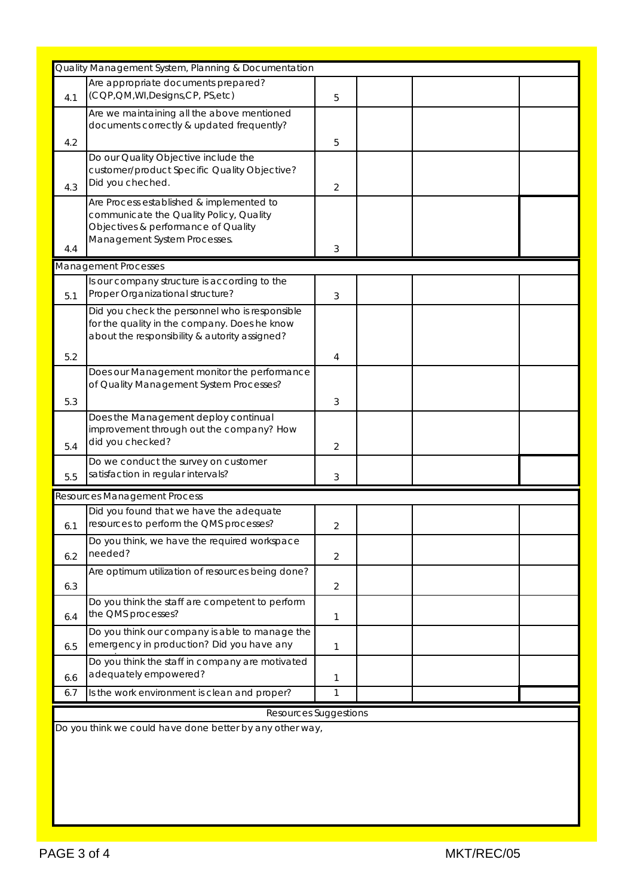| Quality Management System, Planning & Documentation | | | | | |
|---|---|---|---|---|---|
| 4.1 | Are appropriate documents prepared? (CQP,QM,WI,Designs,CP, PS,etc) | 5 | | | |
| 4.2 | Are we maintaining all the above mentioned documents correctly & updated frequently? | 5 | | | |
| 4.3 | Do our Quality Objective include the customer/product Specific Quality Objective? Did you cheched. | 2 | | | |
| 4.4 | Are Process established & implemented to communicate the Quality Policy, Quality Objectives & performance of Quality Management System Processes. | 3 | | | |
| Management Processes | | | | | |
| 5.1 | Is our company structure is according to the Proper Organizational structure? | 3 | | | |
| 5.2 | Did you check the personnel who is responsible for the quality in the company. Does he know about the responsibility & autority assigned? | 4 | | | |
| 5.3 | Does our Management monitor the performance of Quality Management System Processes? | 3 | | | |
| 5.4 | Does the Management deploy continual improvement through out the company? How did you checked? | 2 | | | |
| 5.5 | Do we conduct the survey on customer satisfaction in regular intervals? | 3 | | | |
| Resources Management Process | | | | | |
| 6.1 | Did you found that we have the adequate resources to perform the QMS processes? | 2 | | | |
| 6.2 | Do you think, we have the required workspace needed? | 2 | | | |
| 6.3 | Are optimum utilization of resources being done? | 2 | | | |
| 6.4 | Do you think the staff are competent to perform the QMS processes? | 1 | | | |
| 6.5 | Do you think our company is able to manage the emergency in production? Did you have any | 1 | | | |
| 6.6 | Do you think the staff in company are motivated adequately empowered? | 1 | | | |
| 6.7 | Is the work environment is clean and proper? | 1 | | | |

| Resources Suggestions |
|---|
| Do you think we could have done better by any other way, |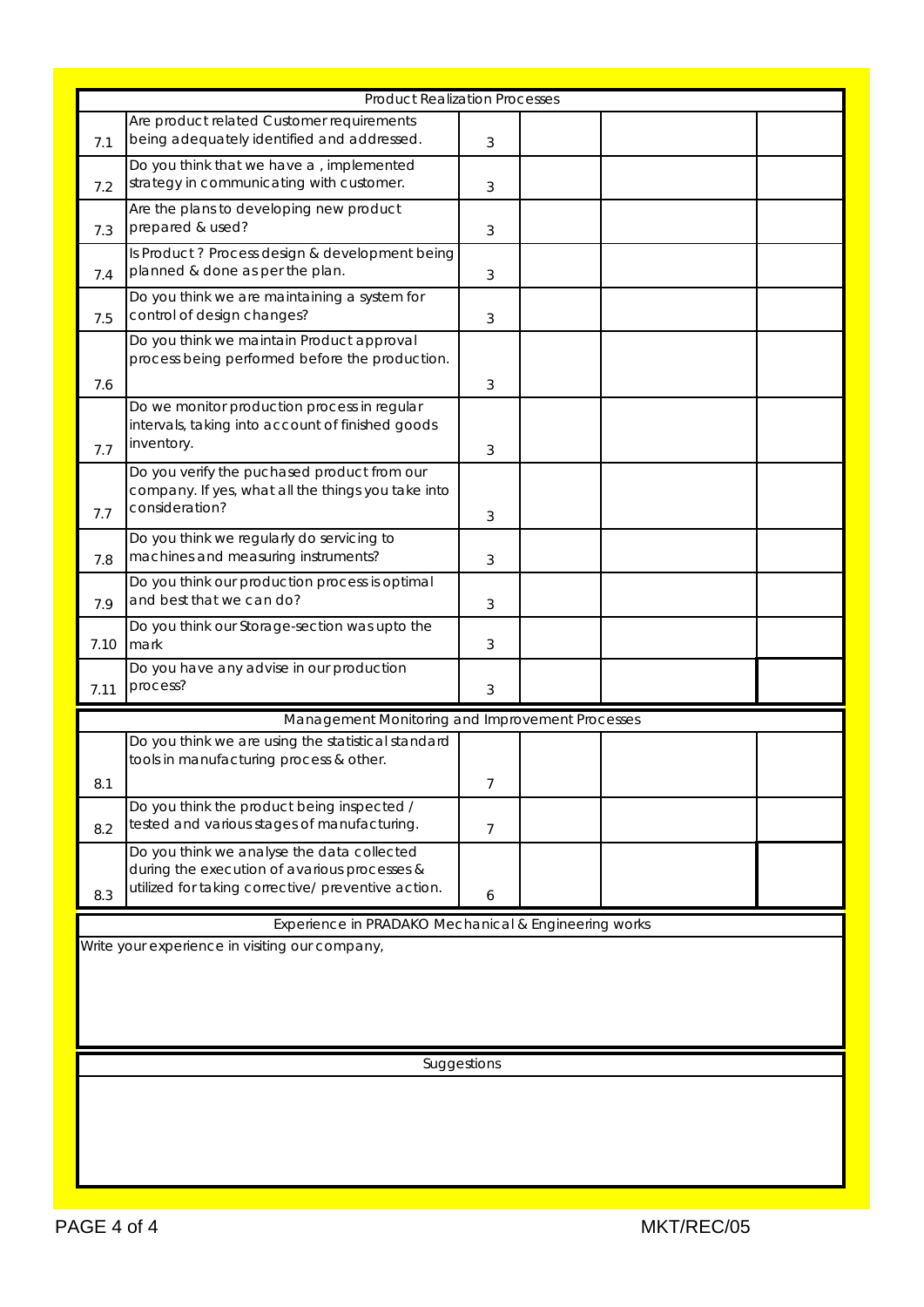| | | | | | |
|---|---|---|---|---|---|
| | Product Realization Processes | | | | |
| 7.1 | Are product related Customer requirements being adequately identified and addressed. | 3 | | | |
| 7.2 | Do you think that we have a , implemented strategy in communicating with customer. | 3 | | | |
| 7.3 | Are the plans to developing new product prepared & used? | 3 | | | |
| 7.4 | Is Product ? Process design & development being planned & done as per the plan. | 3 | | | |
| 7.5 | Do you think we are maintaining a system for control of design changes? | 3 | | | |
| 7.6 | Do you think we maintain Product approval process being performed before the production. | 3 | | | |
| 7.7 | Do we monitor production process in regular intervals, taking into account of finished goods inventory. | 3 | | | |
| 7.7 | Do you verify the puchased product from our company. If yes, what all the things you take into consideration? | 3 | | | |
| 7.8 | Do you think we regularly do servicing to machines and measuring instruments? | 3 | | | |
| 7.9 | Do you think our production process is optimal and best that we can do? | 3 | | | |
| 7.10 | Do you think our Storage-section was upto the mark | 3 | | | |
| 7.11 | Do you have any advise in our production process? | 3 | | | |

| | | | | | |
|---|---|---|---|---|---|
| | Management Monitoring and Improvement Processes | | | | |
| 8.1 | Do you think we are using the statistical standard tools in manufacturing process & other. | 7 | | | |
| 8.2 | Do you think the product being inspected / tested and various stages of manufacturing. | 7 | | | |
| 8.3 | Do you think we analyse the data collected during the execution of a various processes & utilized for taking corrective/ preventive action. | 6 | | | |

**Experience in PRADAKO Mechanical & Engineering works**

Write your experience in visiting our company,

**Suggestions**